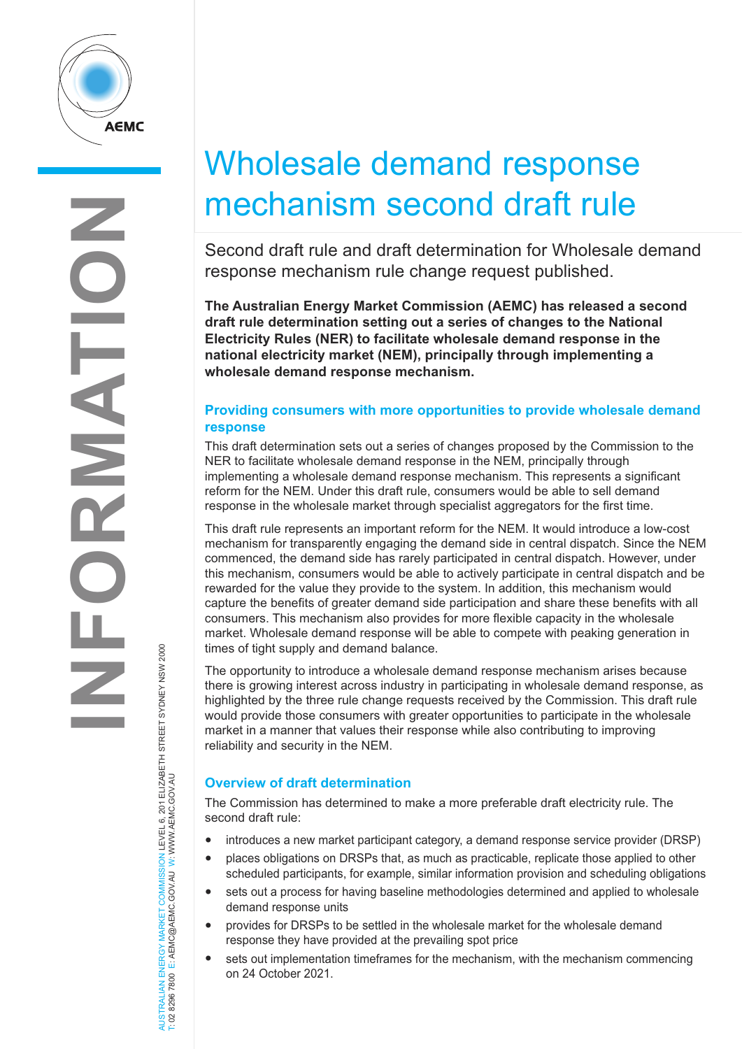# Wholesale demand response mechanism second draft rule

Second draft rule and draft determination for Wholesale demand response mechanism rule change request published.

**The Australian Energy Market Commission (AEMC) has released a second draft rule determination setting out a series of changes to the National Electricity Rules (NER) to facilitate wholesale demand response in the national electricity market (NEM), principally through implementing a wholesale demand response mechanism.**

## Providing consumers with more opportunities to provide wholesale demand response

This draft determination sets out a series of changes proposed by the Commission to the NER to facilitate wholesale demand response in the NEM, principally through implementing a wholesale demand response mechanism. This represents a significant reform for the NEM. Under this draft rule, consumers would be able to sell demand response in the wholesale market through specialist aggregators for the first time.

This draft rule represents an important reform for the NEM. It would introduce a low-cost mechanism for transparently engaging the demand side in central dispatch. Since the NEM commenced, the demand side has rarely participated in central dispatch. However, under this mechanism, consumers would be able to actively participate in central dispatch and be rewarded for the value they provide to the system. In addition, this mechanism would capture the benefits of greater demand side participation and share these benefits with all consumers. This mechanism also provides for more flexible capacity in the wholesale market. Wholesale demand response will be able to compete with peaking generation in times of tight supply and demand balance.

The opportunity to introduce a wholesale demand response mechanism arises because there is growing interest across industry in participating in wholesale demand response, as highlighted by the three rule change requests received by the Commission. This draft rule would provide those consumers with greater opportunities to participate in the wholesale market in a manner that values their response while also contributing to improving reliability and security in the NEM.

## Overview of draft determination

The Commission has determined to make a more preferable draft electricity rule. The second draft rule:

- introduces a new market participant category, a demand response service provider (DRSP)
- places obligations on DRSPs that, as much as practicable, replicate those applied to other scheduled participants, for example, similar information provision and scheduling obligations
- sets out a process for having baseline methodologies determined and applied to wholesale demand response units
- provides for DRSPs to be settled in the wholesale market for the wholesale demand response they have provided at the prevailing spot price
- sets out implementation timeframes for the mechanism, with the mechanism commencing on 24 October 2021.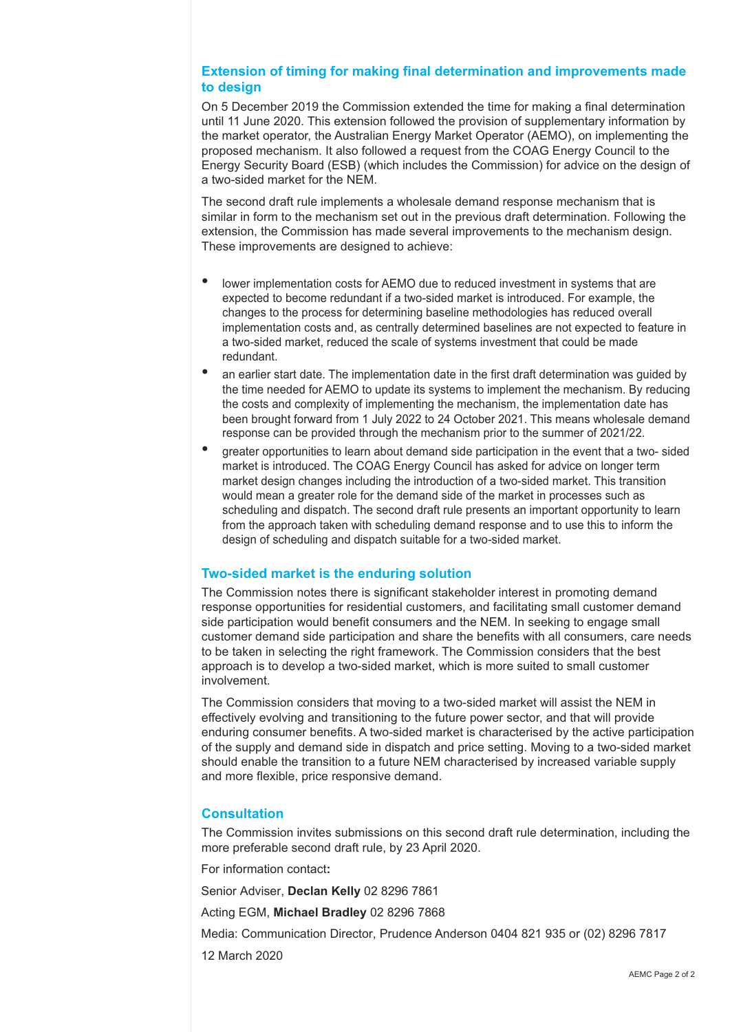## Extension of timing for making final determination and improvements made to design

On 5 December 2019 the Commission extended the time for making a final determination until 11 June 2020. This extension followed the provision of supplementary information by the market operator, the Australian Energy Market Operator (AEMO), on implementing the proposed mechanism. It also followed a request from the COAG Energy Council to the Energy Security Board (ESB) (which includes the Commission) for advice on the design of a two-sided market for the NEM.

The second draft rule implements a wholesale demand response mechanism that is similar in form to the mechanism set out in the previous draft determination. Following the extension, the Commission has made several improvements to the mechanism design. These improvements are designed to achieve:

- lower implementation costs for AEMO due to reduced investment in systems that are expected to become redundant if a two-sided market is introduced. For example, the changes to the process for determining baseline methodologies has reduced overall implementation costs and, as centrally determined baselines are not expected to feature in a two-sided market, reduced the scale of systems investment that could be made redundant.
- an earlier start date. The implementation date in the first draft determination was guided by the time needed for AEMO to update its systems to implement the mechanism. By reducing the costs and complexity of implementing the mechanism, the implementation date has been brought forward from 1 July 2022 to 24 October 2021. This means wholesale demand response can be provided through the mechanism prior to the summer of 2021/22.
- greater opportunities to learn about demand side participation in the event that a two- sided market is introduced. The COAG Energy Council has asked for advice on longer term market design changes including the introduction of a two-sided market. This transition would mean a greater role for the demand side of the market in processes such as scheduling and dispatch. The second draft rule presents an important opportunity to learn from the approach taken with scheduling demand response and to use this to inform the design of scheduling and dispatch suitable for a two-sided market.

## Two-sided market is the enduring solution

The Commission notes there is significant stakeholder interest in promoting demand response opportunities for residential customers, and facilitating small customer demand side participation would benefit consumers and the NEM. In seeking to engage small customer demand side participation and share the benefits with all consumers, care needs to be taken in selecting the right framework. The Commission considers that the best approach is to develop a two-sided market, which is more suited to small customer involvement.

The Commission considers that moving to a two-sided market will assist the NEM in effectively evolving and transitioning to the future power sector, and that will provide enduring consumer benefits. A two-sided market is characterised by the active participation of the supply and demand side in dispatch and price setting. Moving to a two-sided market should enable the transition to a future NEM characterised by increased variable supply and more flexible, price responsive demand.

## Consultation

The Commission invites submissions on this second draft rule determination, including the more preferable second draft rule, by 23 April 2020.

For information contact**:**

Senior Adviser, **Declan Kelly** 02 8296 7861

Acting EGM, **Michael Bradley** 02 8296 7868

Media: Communication Director, Prudence Anderson 0404 821 935 or (02) 8296 7817

12 March 2020